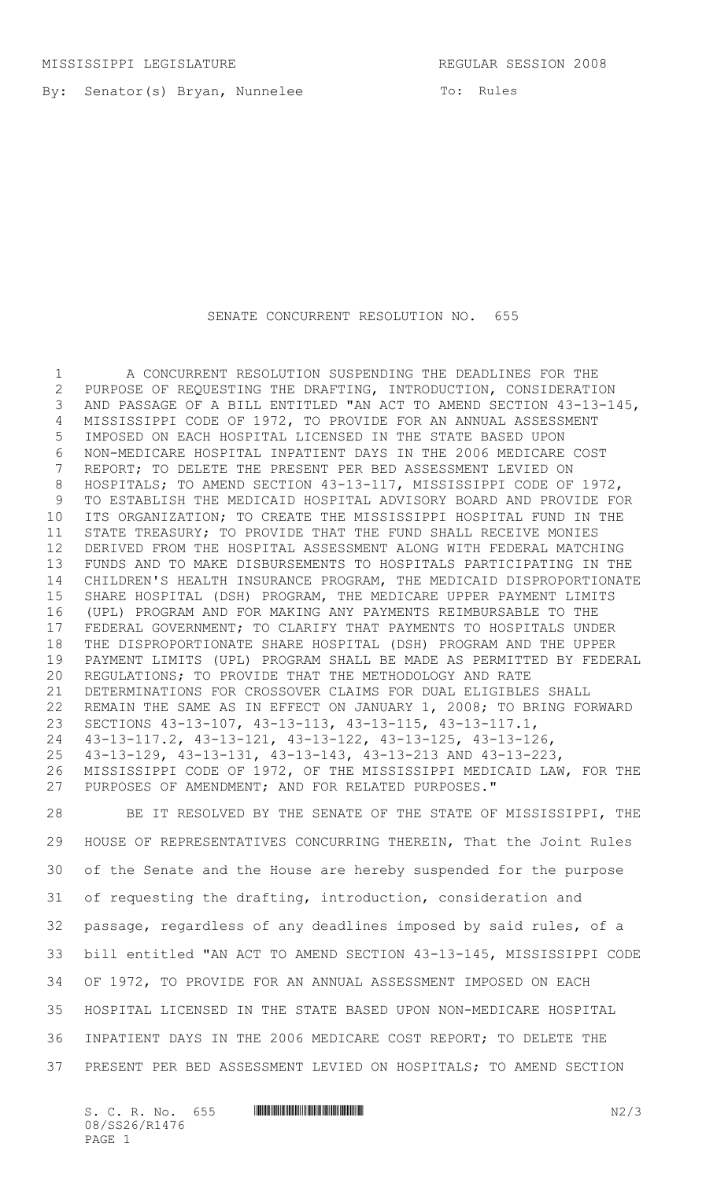MISSISSIPPI LEGISLATURE REGULAR SESSION 2008

By: Senator(s) Bryan, Nunnelee

To: Rules

# SENATE CONCURRENT RESOLUTION NO. 655

A CONCURRENT RESOLUTION SUSPENDING THE DEADLINES FOR THE PURPOSE OF REQUESTING THE DRAFTING, INTRODUCTION, CONSIDERATION AND PASSAGE OF A BILL ENTITLED "AN ACT TO AMEND SECTION 43-13-145, MISSISSIPPI CODE OF 1972, TO PROVIDE FOR AN ANNUAL ASSESSMENT IMPOSED ON EACH HOSPITAL LICENSED IN THE STATE BASED UPON NON-MEDICARE HOSPITAL INPATIENT DAYS IN THE 2006 MEDICARE COST REPORT; TO DELETE THE PRESENT PER BED ASSESSMENT LEVIED ON HOSPITALS; TO AMEND SECTION 43-13-117, MISSISSIPPI CODE OF 1972, TO ESTABLISH THE MEDICAID HOSPITAL ADVISORY BOARD AND PROVIDE FOR ITS ORGANIZATION; TO CREATE THE MISSISSIPPI HOSPITAL FUND IN THE STATE TREASURY; TO PROVIDE THAT THE FUND SHALL RECEIVE MONIES DERIVED FROM THE HOSPITAL ASSESSMENT ALONG WITH FEDERAL MATCHING FUNDS AND TO MAKE DISBURSEMENTS TO HOSPITALS PARTICIPATING IN THE CHILDREN'S HEALTH INSURANCE PROGRAM, THE MEDICAID DISPROPORTIONATE SHARE HOSPITAL (DSH) PROGRAM, THE MEDICARE UPPER PAYMENT LIMITS (UPL) PROGRAM AND FOR MAKING ANY PAYMENTS REIMBURSABLE TO THE FEDERAL GOVERNMENT; TO CLARIFY THAT PAYMENTS TO HOSPITALS UNDER THE DISPROPORTIONATE SHARE HOSPITAL (DSH) PROGRAM AND THE UPPER PAYMENT LIMITS (UPL) PROGRAM SHALL BE MADE AS PERMITTED BY FEDERAL REGULATIONS; TO PROVIDE THAT THE METHODOLOGY AND RATE DETERMINATIONS FOR CROSSOVER CLAIMS FOR DUAL ELIGIBLES SHALL REMAIN THE SAME AS IN EFFECT ON JANUARY 1, 2008; TO BRING FORWARD SECTIONS 43-13-107, 43-13-113, 43-13-115, 43-13-117.1, 43-13-117.2, 43-13-121, 43-13-122, 43-13-125, 43-13-126, 43-13-129, 43-13-131, 43-13-143, 43-13-213 AND 43-13-223, MISSISSIPPI CODE OF 1972, OF THE MISSISSIPPI MEDICAID LAW, FOR THE PURPOSES OF AMENDMENT; AND FOR RELATED PURPOSES."

BE IT RESOLVED BY THE SENATE OF THE STATE OF MISSISSIPPI, THE HOUSE OF REPRESENTATIVES CONCURRING THEREIN, That the Joint Rules of the Senate and the House are hereby suspended for the purpose of requesting the drafting, introduction, consideration and passage, regardless of any deadlines imposed by said rules, of a bill entitled "AN ACT TO AMEND SECTION 43-13-145, MISSISSIPPI CODE OF 1972, TO PROVIDE FOR AN ANNUAL ASSESSMENT IMPOSED ON EACH HOSPITAL LICENSED IN THE STATE BASED UPON NON-MEDICARE HOSPITAL INPATIENT DAYS IN THE 2006 MEDICARE COST REPORT; TO DELETE THE PRESENT PER BED ASSESSMENT LEVIED ON HOSPITALS; TO AMEND SECTION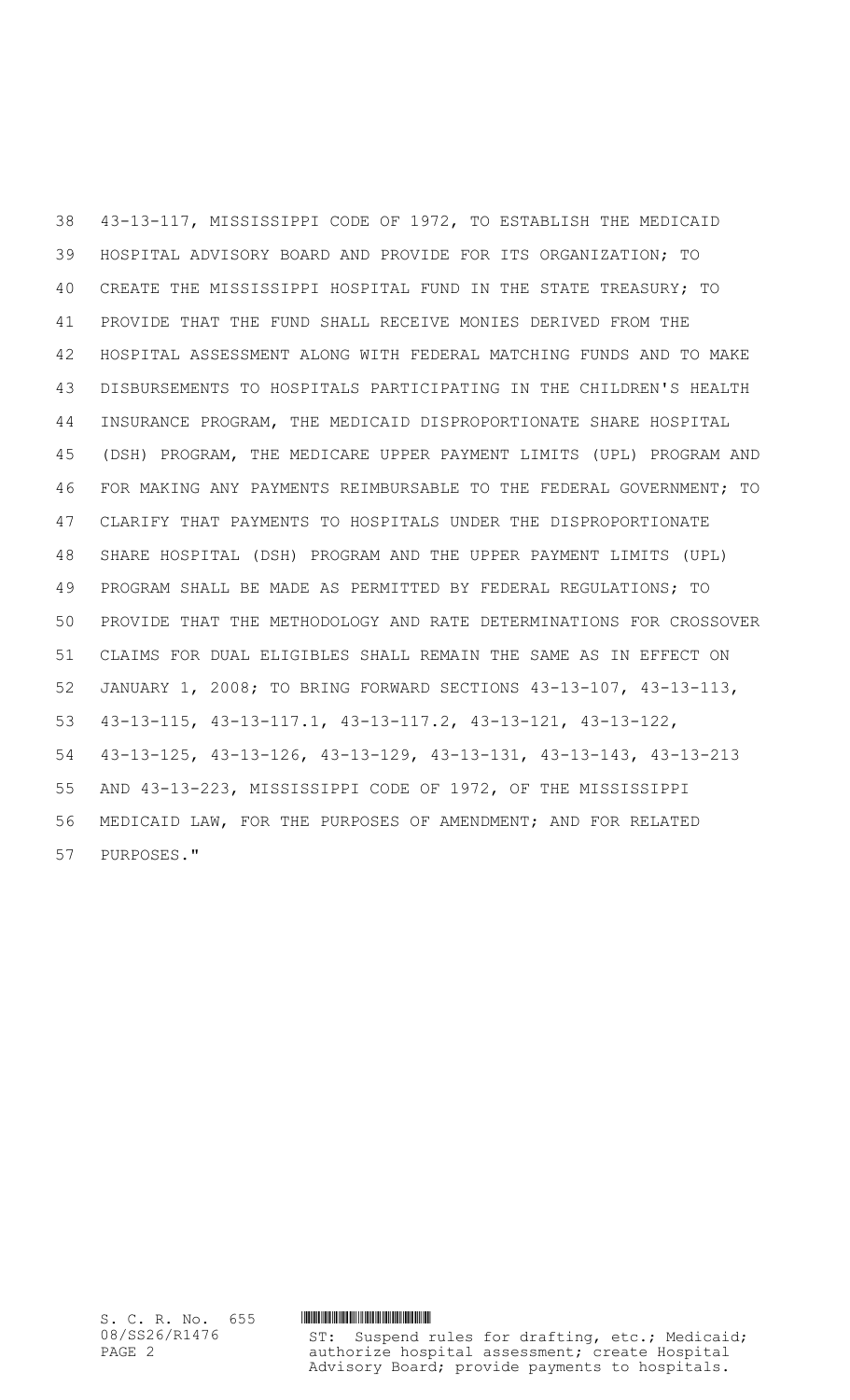43-13-117, MISSISSIPPI CODE OF 1972, TO ESTABLISH THE MEDICAID HOSPITAL ADVISORY BOARD AND PROVIDE FOR ITS ORGANIZATION; TO CREATE THE MISSISSIPPI HOSPITAL FUND IN THE STATE TREASURY; TO PROVIDE THAT THE FUND SHALL RECEIVE MONIES DERIVED FROM THE HOSPITAL ASSESSMENT ALONG WITH FEDERAL MATCHING FUNDS AND TO MAKE DISBURSEMENTS TO HOSPITALS PARTICIPATING IN THE CHILDREN'S HEALTH INSURANCE PROGRAM, THE MEDICAID DISPROPORTIONATE SHARE HOSPITAL (DSH) PROGRAM, THE MEDICARE UPPER PAYMENT LIMITS (UPL) PROGRAM AND FOR MAKING ANY PAYMENTS REIMBURSABLE TO THE FEDERAL GOVERNMENT; TO CLARIFY THAT PAYMENTS TO HOSPITALS UNDER THE DISPROPORTIONATE SHARE HOSPITAL (DSH) PROGRAM AND THE UPPER PAYMENT LIMITS (UPL) PROGRAM SHALL BE MADE AS PERMITTED BY FEDERAL REGULATIONS; TO PROVIDE THAT THE METHODOLOGY AND RATE DETERMINATIONS FOR CROSSOVER CLAIMS FOR DUAL ELIGIBLES SHALL REMAIN THE SAME AS IN EFFECT ON JANUARY 1, 2008; TO BRING FORWARD SECTIONS 43-13-107, 43-13-113, 43-13-115, 43-13-117.1, 43-13-117.2, 43-13-121, 43-13-122, 43-13-125, 43-13-126, 43-13-129, 43-13-131, 43-13-143, 43-13-213 AND 43-13-223, MISSISSIPPI CODE OF 1972, OF THE MISSISSIPPI MEDICAID LAW, FOR THE PURPOSES OF AMENDMENT; AND FOR RELATED PURPOSES."

ST: Suspend rules for drafting, etc.; Medicaid; authorize hospital assessment; create Hospital Advisory Board; provide payments to hospitals.